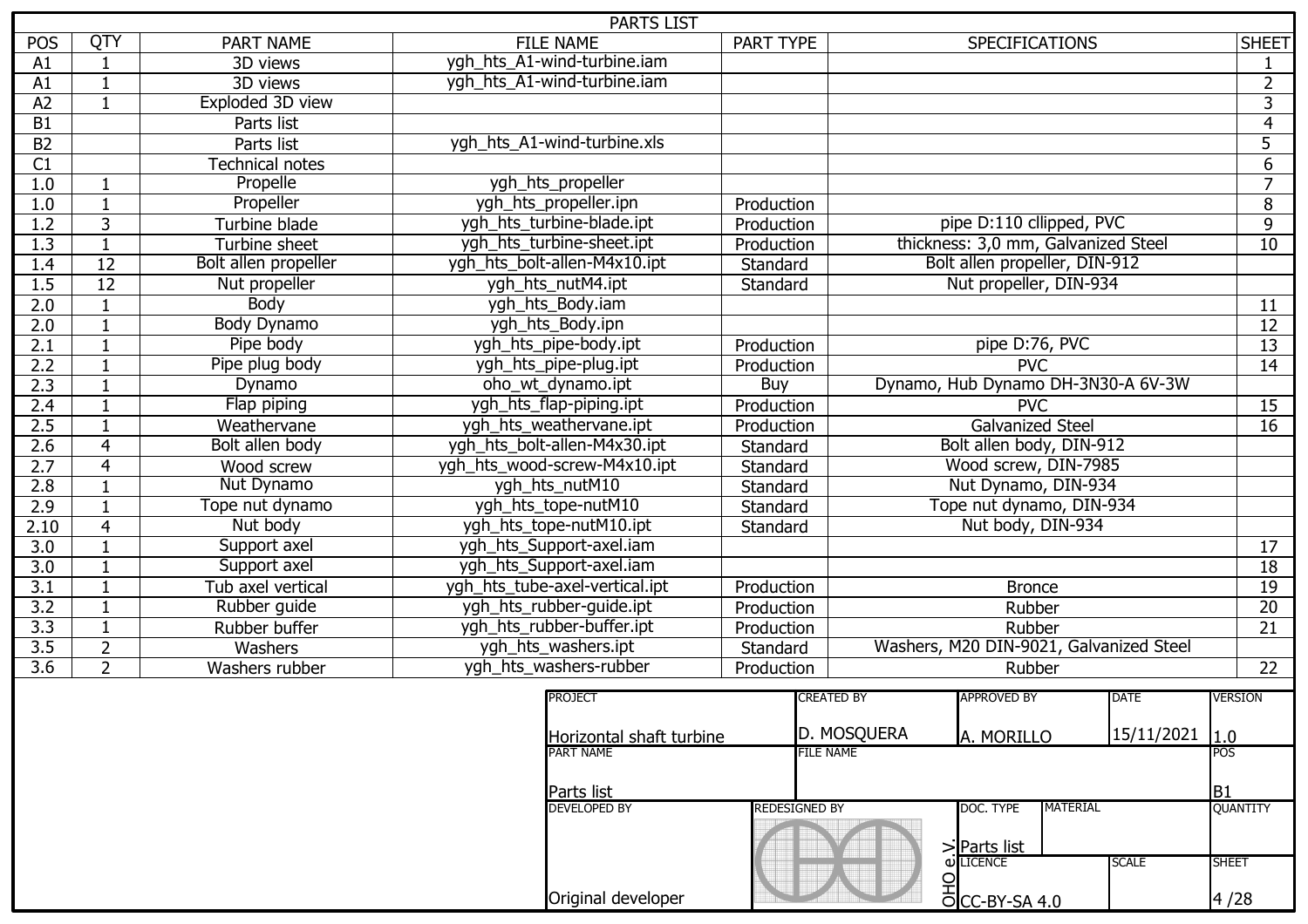# PARTS LIST

| POS | QTY | PART NAME | FILE NAME | PART TYPE | SPECIFICATIONS | SHEET |
|---|---|---|---|---|---|---|
| A1 | 1 | 3D views | ygh_hts_A1-wind-turbine.iam | | | 1 |
| A1 | 1 | 3D views | ygh_hts_A1-wind-turbine.iam | | | 2 |
| A2 | 1 | Exploded 3D view | | | | 3 |
| B1 | | Parts list | | | | 4 |
| B2 | | Parts list | ygh_hts_A1-wind-turbine.xls | | | 5 |
| C1 | | Technical notes | | | | 6 |
| 1.0 | 1 | Propelle | ygh_hts_propeller | | | 7 |
| 1.0 | 1 | Propeller | ygh_hts_propeller.ipn | Production | | 8 |
| 1.2 | 3 | Turbine blade | ygh_hts_turbine-blade.ipt | Production | pipe D:110 cllipped, PVC | 9 |
| 1.3 | 1 | Turbine sheet | ygh_hts_turbine-sheet.ipt | Production | thickness: 3,0 mm, Galvanized Steel | 10 |
| 1.4 | 12 | Bolt allen propeller | ygh_hts_bolt-allen-M4x10.ipt | Standard | Bolt allen propeller, DIN-912 | |
| 1.5 | 12 | Nut propeller | ygh_hts_nutM4.ipt | Standard | Nut propeller, DIN-934 | |
| 2.0 | 1 | Body | ygh_hts_Body.iam | | | 11 |
| 2.0 | 1 | Body Dynamo | ygh_hts_Body.ipn | | | 12 |
| 2.1 | 1 | Pipe body | ygh_hts_pipe-body.ipt | Production | pipe D:76, PVC | 13 |
| 2.2 | 1 | Pipe plug body | ygh_hts_pipe-plug.ipt | Production | PVC | 14 |
| 2.3 | 1 | Dynamo | oho_wt_dynamo.ipt | Buy | Dynamo, Hub Dynamo DH-3N30-A 6V-3W | |
| 2.4 | 1 | Flap piping | ygh_hts_flap-piping.ipt | Production | PVC | 15 |
| 2.5 | 1 | Weathervane | ygh_hts_weathervane.ipt | Production | Galvanized Steel | 16 |
| 2.6 | 4 | Bolt allen body | ygh_hts_bolt-allen-M4x30.ipt | Standard | Bolt allen body, DIN-912 | |
| 2.7 | 4 | Wood screw | ygh_hts_wood-screw-M4x10.ipt | Standard | Wood screw, DIN-7985 | |
| 2.8 | 1 | Nut Dynamo | ygh_hts_nutM10 | Standard | Nut Dynamo, DIN-934 | |
| 2.9 | 1 | Tope nut dynamo | ygh_hts_tope-nutM10 | Standard | Tope nut dynamo, DIN-934 | |
| 2.10 | 4 | Nut body | ygh_hts_tope-nutM10.ipt | Standard | Nut body, DIN-934 | |
| 3.0 | 1 | Support axel | ygh_hts_Support-axel.iam | | | 17 |
| 3.0 | 1 | Support axel | ygh_hts_Support-axel.iam | | | 18 |
| 3.1 | 1 | Tub axel vertical | ygh_hts_tube-axel-vertical.ipt | Production | Bronce | 19 |
| 3.2 | 1 | Rubber guide | ygh_hts_rubber-guide.ipt | Production | Rubber | 20 |
| 3.3 | 1 | Rubber buffer | ygh_hts_rubber-buffer.ipt | Production | Rubber | 21 |
| 3.5 | 2 | Washers | ygh_hts_washers.ipt | Standard | Washers, M20 DIN-9021, Galvanized Steel | |
| 3.6 | 2 | Washers rubber | ygh_hts_washers-rubber | Production | Rubber | 22 |

| PROJECT | CREATED BY | APPROVED BY | DATE | VERSION |
|---|---|---|---|---|
| Horizontal shaft turbine | D. MOSQUERA | A. MORILLO | 15/11/2021 | 1.0 |

| PART NAME | FILE NAME | POS |
|---|---|---|
| Parts list | | B1 |

| DEVELOPED BY | REDESIGNED BY | DOC. TYPE | MATERIAL | LICENCE | SCALE | QUANTITY | SHEET |
|---|---|---|---|---|---|---|---|
| Original developer | OHO e.V. | Parts list | | CC-BY-SA 4.0 | | | 4 /28 |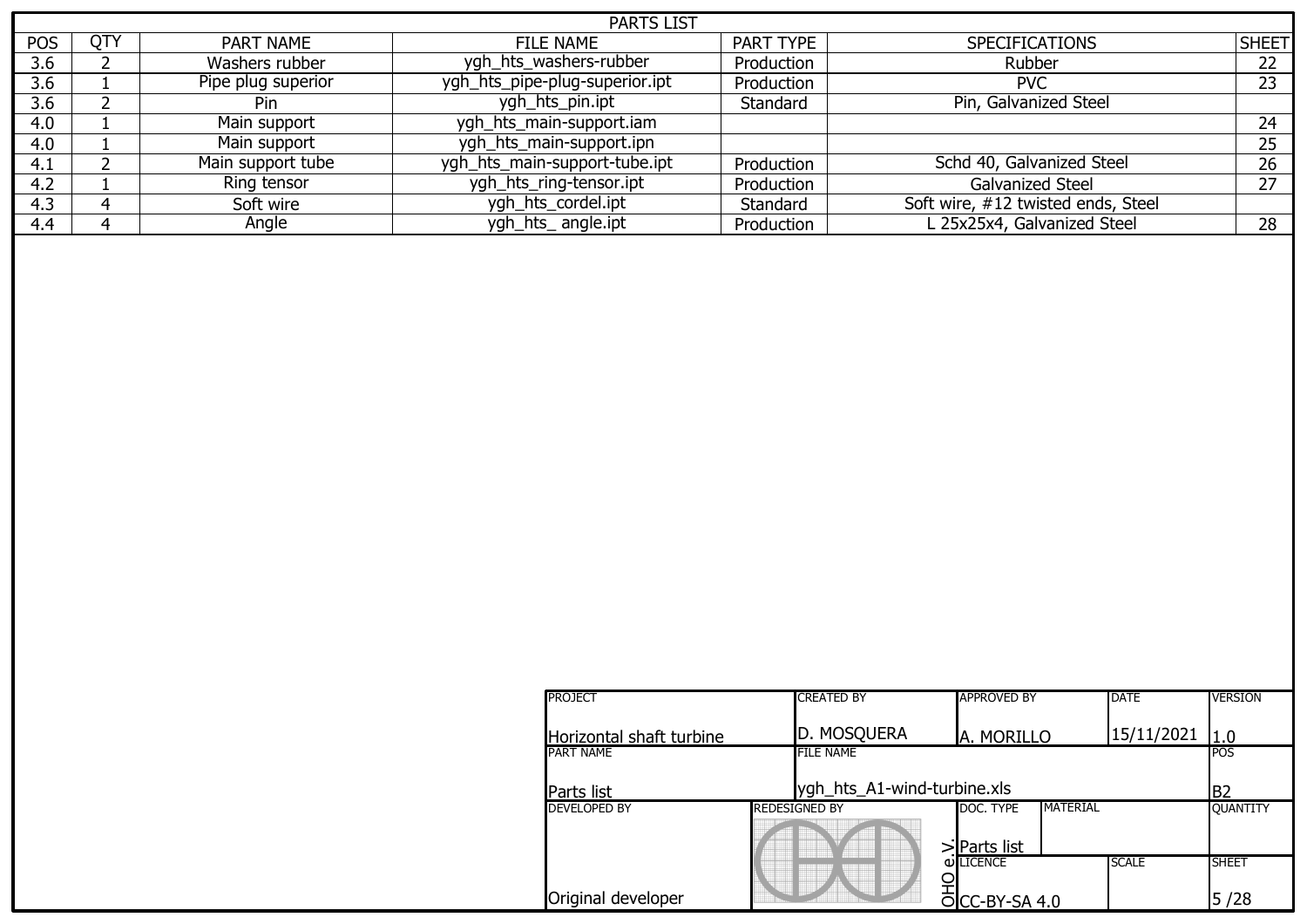# PARTS LIST

| POS | QTY | PART NAME | FILE NAME | PART TYPE | SPECIFICATIONS | SHEET |
|---|---|---|---|---|---|---|
| 3.6 | 2 | Washers rubber | ygh_hts_washers-rubber | Production | Rubber | 22 |
| 3.6 | 1 | Pipe plug superior | ygh_hts_pipe-plug-superior.ipt | Production | PVC | 23 |
| 3.6 | 2 | Pin | ygh_hts_pin.ipt | Standard | Pin, Galvanized Steel | |
| 4.0 | 1 | Main support | ygh_hts_main-support.iam | | | 24 |
| 4.0 | 1 | Main support | ygh_hts_main-support.ipn | | | 25 |
| 4.1 | 2 | Main support tube | ygh_hts_main-support-tube.ipt | Production | Schd 40, Galvanized Steel | 26 |
| 4.2 | 1 | Ring tensor | ygh_hts_ring-tensor.ipt | Production | Galvanized Steel | 27 |
| 4.3 | 4 | Soft wire | ygh_hts_cordel.ipt | Standard | Soft wire, #12 twisted ends, Steel | |
| 4.4 | 4 | Angle | ygh_hts_ angle.ipt | Production | L 25x25x4, Galvanized Steel | 28 |

| PROJECT | CREATED BY | APPROVED BY | DATE | VERSION |
|---|---|---|---|---|
| Horizontal shaft turbine | D. MOSQUERA | A. MORILLO | 15/11/2021 | 1.0 |

| PART NAME | FILE NAME | POS |
|---|---|---|
| Parts list | ygh_hts_A1-wind-turbine.xls | B2 |

| DEVELOPED BY | REDESIGNED BY | DOC. TYPE | MATERIAL | QUANTITY |
|---|---|---|---|---|
| Original developer | OHO e.V. | Parts list | | |

| LICENCE | SCALE | SHEET |
|---|---|---|
| CC-BY-SA 4.0 | | 5 /28 |